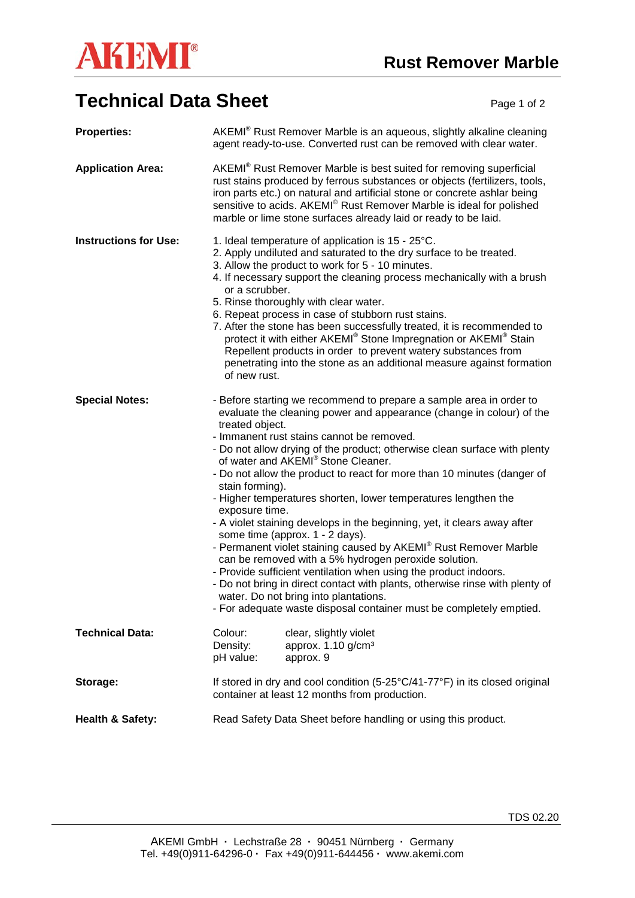# AKEMI®

## Rust Remover Marble

# Technical Data Sheet

**Properties:**

AKEMI® Rust Remover Marble is an aqueous, slightly alkaline cleaning agent ready-to-use. Converted rust can be removed with clear water.

**Application Area:**

AKEMI® Rust Remover Marble is best suited for removing superficial rust stains produced by ferrous substances or objects (fertilizers, tools, iron parts etc.) on natural and artificial stone or concrete ashlar being sensitive to acids. AKEMI® Rust Remover Marble is ideal for polished marble or lime stone surfaces already laid or ready to be laid.

**Instructions for Use:**

1. Ideal temperature of application is 15 - 25°C.
2. Apply undiluted and saturated to the dry surface to be treated.
3. Allow the product to work for 5 - 10 minutes.
4. If necessary support the cleaning process mechanically with a brush or a scrubber.
5. Rinse thoroughly with clear water.
6. Repeat process in case of stubborn rust stains.
7. After the stone has been successfully treated, it is recommended to protect it with either AKEMI® Stone Impregnation or AKEMI® Stain Repellent products in order to prevent watery substances from penetrating into the stone as an additional measure against formation of new rust.

**Special Notes:**

- Before starting we recommend to prepare a sample area in order to evaluate the cleaning power and appearance (change in colour) of the treated object.
- Immanent rust stains cannot be removed.
- Do not allow drying of the product; otherwise clean surface with plenty of water and AKEMI® Stone Cleaner.
- Do not allow the product to react for more than 10 minutes (danger of stain forming).
- Higher temperatures shorten, lower temperatures lengthen the exposure time.
- A violet staining develops in the beginning, yet, it clears away after some time (approx. 1 - 2 days).
- Permanent violet staining caused by AKEMI® Rust Remover Marble can be removed with a 5% hydrogen peroxide solution.
- Provide sufficient ventilation when using the product indoors.
- Do not bring in direct contact with plants, otherwise rinse with plenty of water. Do not bring into plantations.
- For adequate waste disposal container must be completely emptied.

**Technical Data:**

| | |
|---|---|
| Colour: | clear, slightly violet |
| Density: | approx. 1.10 g/cm³ |
| pH value: | approx. 9 |

**Storage:**

If stored in dry and cool condition (5-25°C/41-77°F) in its closed original container at least 12 months from production.

**Health & Safety:**

Read Safety Data Sheet before handling or using this product.

TDS 02.20

AKEMI GmbH · Lechstraße 28 · 90451 Nürnberg · Germany
Tel. +49(0)911-64296-0 · Fax +49(0)911-644456 · www.akemi.com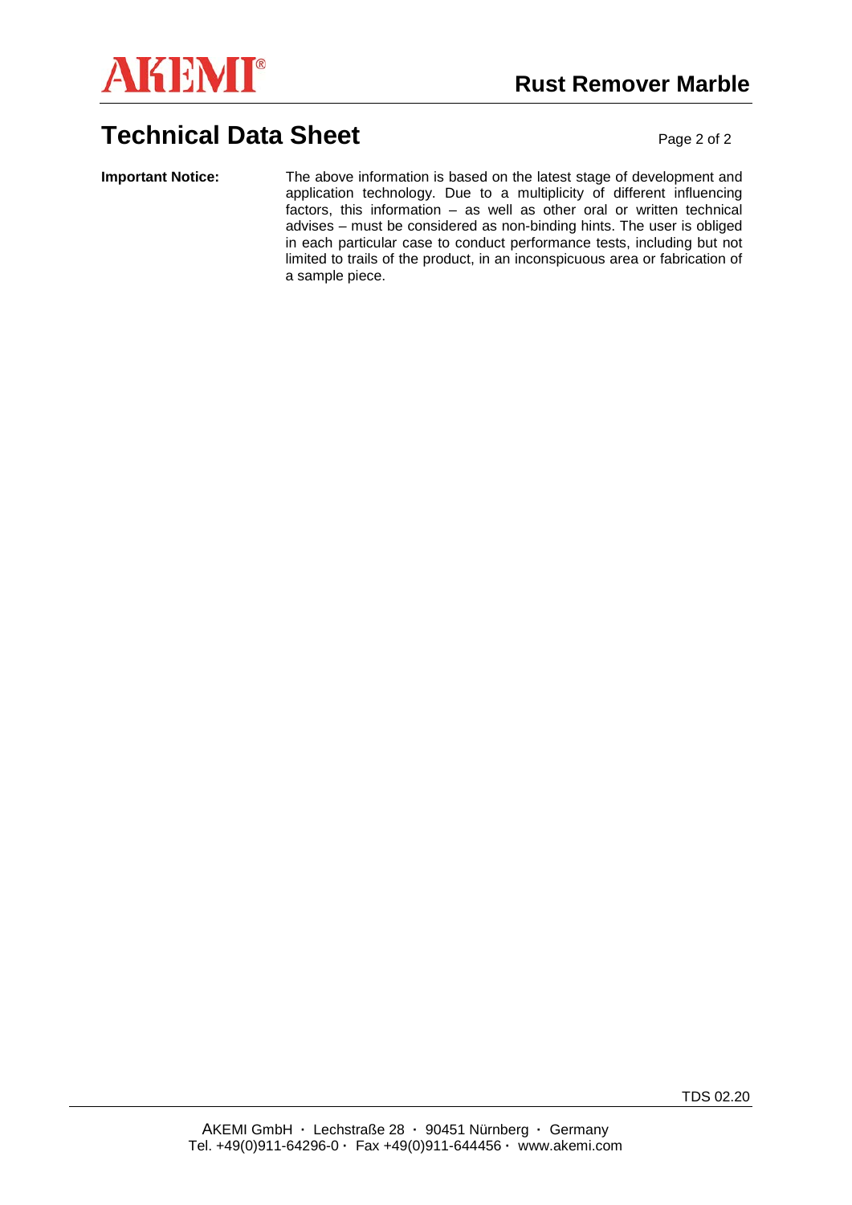# Technical Data Sheet

**Important Notice:** The above information is based on the latest stage of development and application technology. Due to a multiplicity of different influencing factors, this information – as well as other oral or written technical advises – must be considered as non-binding hints. The user is obliged in each particular case to conduct performance tests, including but not limited to trails of the product, in an inconspicuous area or fabrication of a sample piece.

TDS 02.20

AKEMI GmbH · Lechstraße 28 · 90451 Nürnberg · Germany
Tel. +49(0)911-64296-0 · Fax +49(0)911-644456 · www.akemi.com